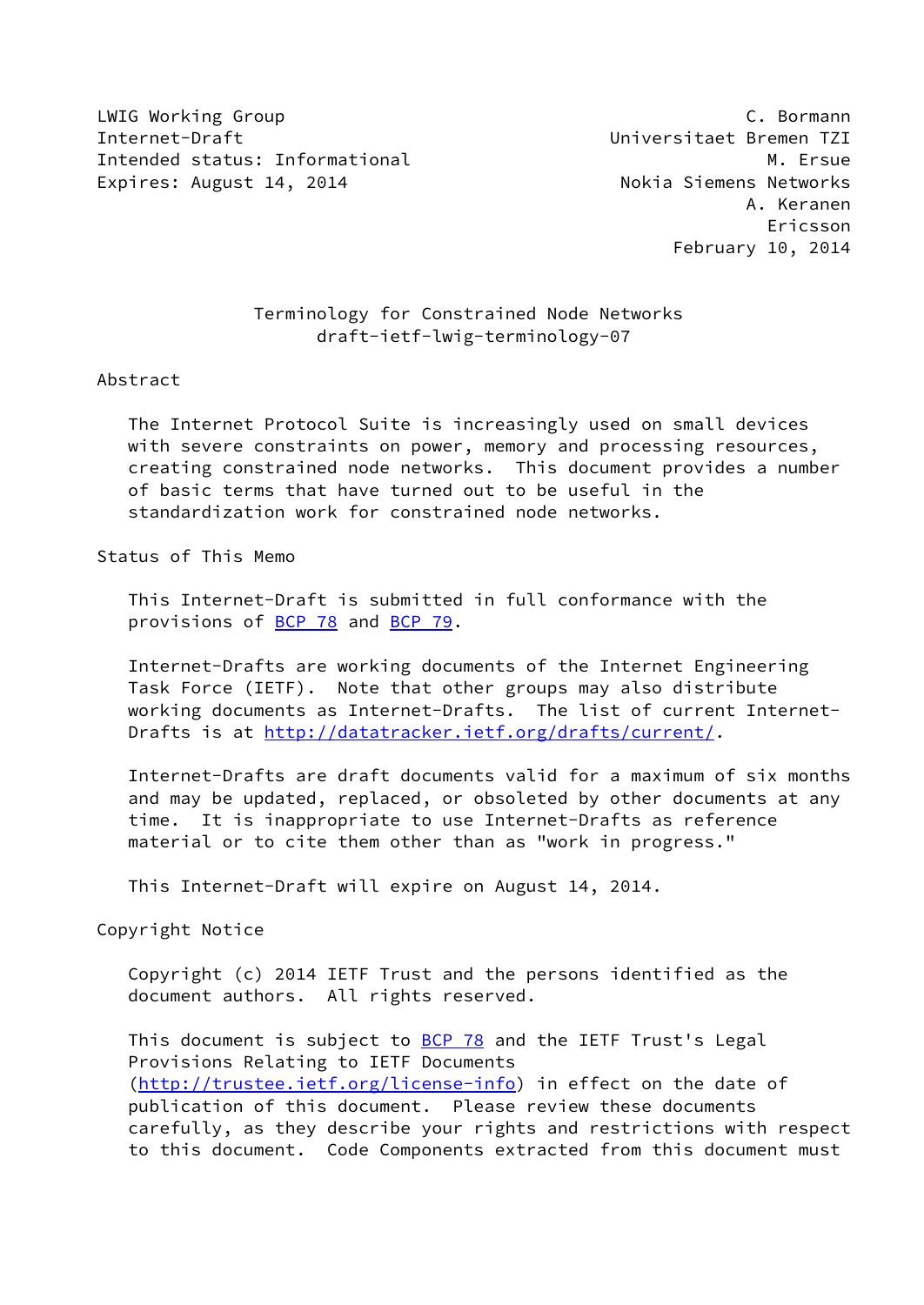LWIG Working Group C. Bormann
Internet-Draft Universitaet Bremen TZI
Intended status: Informational M. Ersue
Expires: August 14, 2014 Nokia Siemens Networks
A. Keranen
Ericsson
February 10, 2014

# Terminology for Constrained Node Networks
## draft-ietf-lwig-terminology-07

## Abstract

The Internet Protocol Suite is increasingly used on small devices with severe constraints on power, memory and processing resources, creating constrained node networks. This document provides a number of basic terms that have turned out to be useful in the standardization work for constrained node networks.

## Status of This Memo

This Internet-Draft is submitted in full conformance with the provisions of BCP 78 and BCP 79.

Internet-Drafts are working documents of the Internet Engineering Task Force (IETF). Note that other groups may also distribute working documents as Internet-Drafts. The list of current Internet-Drafts is at http://datatracker.ietf.org/drafts/current/.

Internet-Drafts are draft documents valid for a maximum of six months and may be updated, replaced, or obsoleted by other documents at any time. It is inappropriate to use Internet-Drafts as reference material or to cite them other than as "work in progress."

This Internet-Draft will expire on August 14, 2014.

## Copyright Notice

Copyright (c) 2014 IETF Trust and the persons identified as the document authors. All rights reserved.

This document is subject to BCP 78 and the IETF Trust's Legal Provisions Relating to IETF Documents (http://trustee.ietf.org/license-info) in effect on the date of publication of this document. Please review these documents carefully, as they describe your rights and restrictions with respect to this document. Code Components extracted from this document must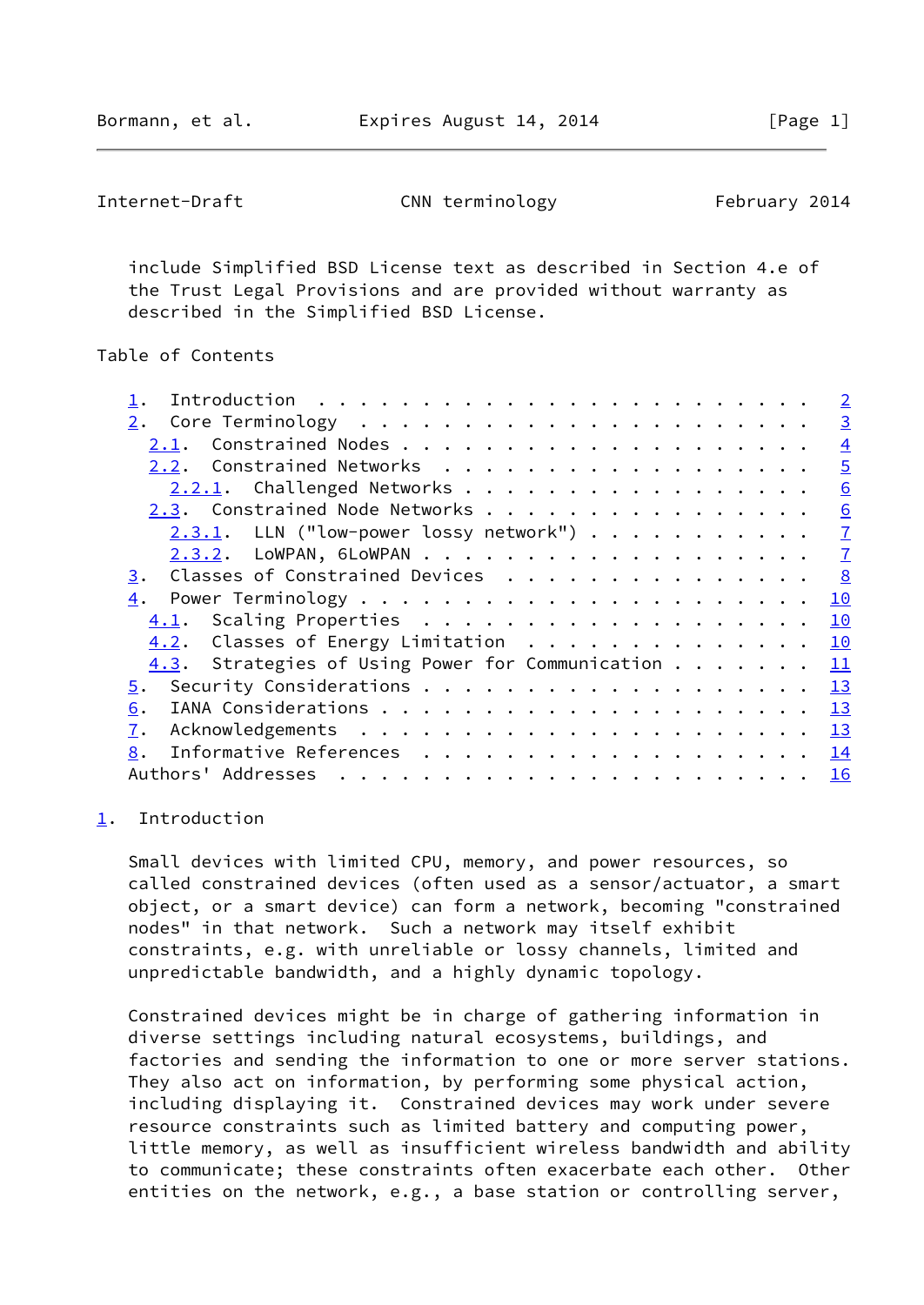include Simplified BSD License text as described in Section 4.e of the Trust Legal Provisions and are provided without warranty as described in the Simplified BSD License.

Table of Contents

- 1. Introduction . . . . . . . . . . . . . . . . . . . . . . . . 2
- 2. Core Terminology . . . . . . . . . . . . . . . . . . . . . . 3
  - 2.1. Constrained Nodes . . . . . . . . . . . . . . . . . . . . 4
  - 2.2. Constrained Networks . . . . . . . . . . . . . . . . . . 5
    - 2.2.1. Challenged Networks . . . . . . . . . . . . . . . . . 6
  - 2.3. Constrained Node Networks . . . . . . . . . . . . . . . . 6
    - 2.3.1. LLN ("low-power lossy network") . . . . . . . . . . . 7
    - 2.3.2. LoWPAN, 6LoWPAN . . . . . . . . . . . . . . . . . . . 7
- 3. Classes of Constrained Devices . . . . . . . . . . . . . . . 8
- 4. Power Terminology . . . . . . . . . . . . . . . . . . . . . . 10
  - 4.1. Scaling Properties . . . . . . . . . . . . . . . . . . . 10
  - 4.2. Classes of Energy Limitation . . . . . . . . . . . . . . 10
  - 4.3. Strategies of Using Power for Communication . . . . . . . 11
- 5. Security Considerations . . . . . . . . . . . . . . . . . . . 13
- 6. IANA Considerations . . . . . . . . . . . . . . . . . . . . . 13
- 7. Acknowledgements . . . . . . . . . . . . . . . . . . . . . . 13
- 8. Informative References . . . . . . . . . . . . . . . . . . . 14
- Authors' Addresses . . . . . . . . . . . . . . . . . . . . . . . 16

# 1. Introduction

Small devices with limited CPU, memory, and power resources, so called constrained devices (often used as a sensor/actuator, a smart object, or a smart device) can form a network, becoming "constrained nodes" in that network. Such a network may itself exhibit constraints, e.g. with unreliable or lossy channels, limited and unpredictable bandwidth, and a highly dynamic topology.

Constrained devices might be in charge of gathering information in diverse settings including natural ecosystems, buildings, and factories and sending the information to one or more server stations. They also act on information, by performing some physical action, including displaying it. Constrained devices may work under severe resource constraints such as limited battery and computing power, little memory, as well as insufficient wireless bandwidth and ability to communicate; these constraints often exacerbate each other. Other entities on the network, e.g., a base station or controlling server,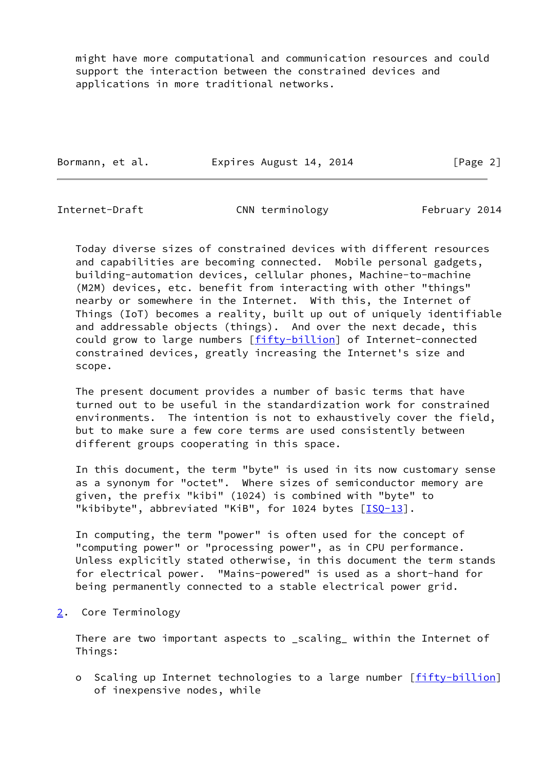might have more computational and communication resources and could support the interaction between the constrained devices and applications in more traditional networks.

Today diverse sizes of constrained devices with different resources and capabilities are becoming connected. Mobile personal gadgets, building-automation devices, cellular phones, Machine-to-machine (M2M) devices, etc. benefit from interacting with other "things" nearby or somewhere in the Internet. With this, the Internet of Things (IoT) becomes a reality, built up out of uniquely identifiable and addressable objects (things). And over the next decade, this could grow to large numbers [fifty-billion] of Internet-connected constrained devices, greatly increasing the Internet's size and scope.

The present document provides a number of basic terms that have turned out to be useful in the standardization work for constrained environments. The intention is not to exhaustively cover the field, but to make sure a few core terms are used consistently between different groups cooperating in this space.

In this document, the term "byte" is used in its now customary sense as a synonym for "octet". Where sizes of semiconductor memory are given, the prefix "kibi" (1024) is combined with "byte" to "kibibyte", abbreviated "KiB", for 1024 bytes [ISQ-13].

In computing, the term "power" is often used for the concept of "computing power" or "processing power", as in CPU performance. Unless explicitly stated otherwise, in this document the term stands for electrical power. "Mains-powered" is used as a short-hand for being permanently connected to a stable electrical power grid.

## 2. Core Terminology

There are two important aspects to _scaling_ within the Internet of Things:

- Scaling up Internet technologies to a large number [fifty-billion] of inexpensive nodes, while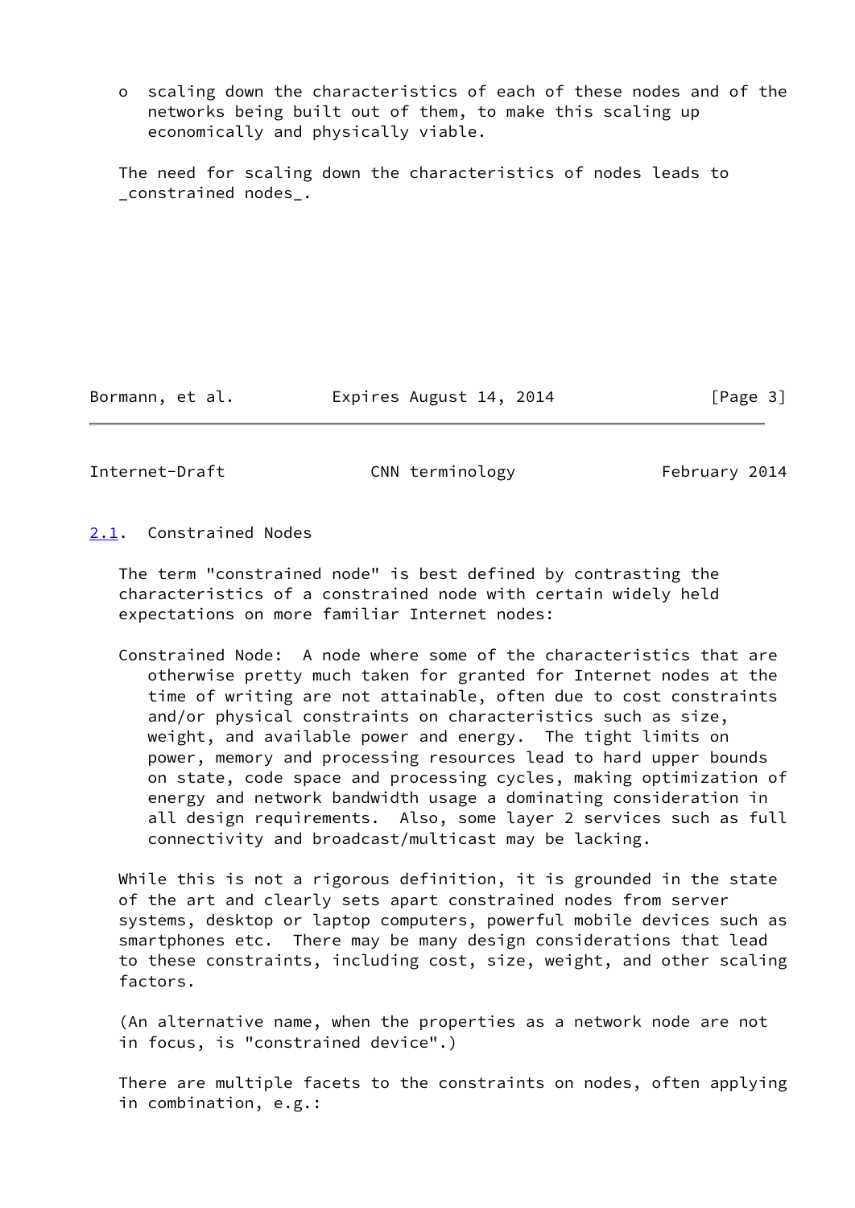- scaling down the characteristics of each of these nodes and of the networks being built out of them, to make this scaling up economically and physically viable.

The need for scaling down the characteristics of nodes leads to _constrained nodes_.

### 2.1. Constrained Nodes

The term "constrained node" is best defined by contrasting the characteristics of a constrained node with certain widely held expectations on more familiar Internet nodes:

Constrained Node: A node where some of the characteristics that are otherwise pretty much taken for granted for Internet nodes at the time of writing are not attainable, often due to cost constraints and/or physical constraints on characteristics such as size, weight, and available power and energy. The tight limits on power, memory and processing resources lead to hard upper bounds on state, code space and processing cycles, making optimization of energy and network bandwidth usage a dominating consideration in all design requirements. Also, some layer 2 services such as full connectivity and broadcast/multicast may be lacking.

While this is not a rigorous definition, it is grounded in the state of the art and clearly sets apart constrained nodes from server systems, desktop or laptop computers, powerful mobile devices such as smartphones etc. There may be many design considerations that lead to these constraints, including cost, size, weight, and other scaling factors.

(An alternative name, when the properties as a network node are not in focus, is "constrained device".)

There are multiple facets to the constraints on nodes, often applying in combination, e.g.: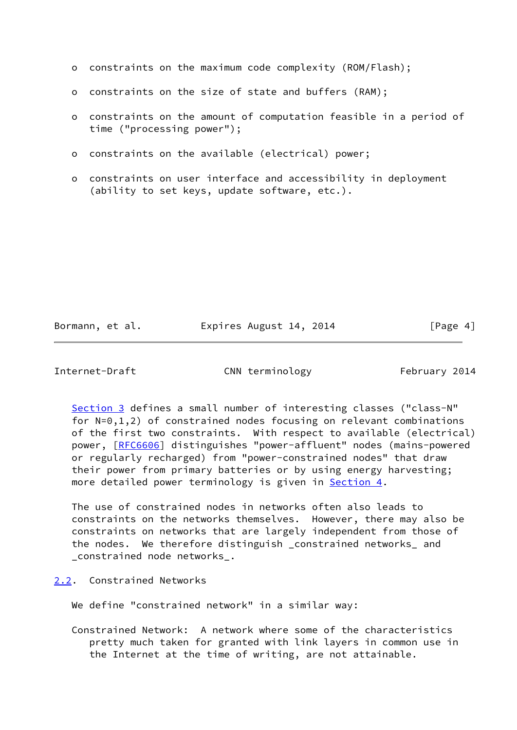- constraints on the maximum code complexity (ROM/Flash);

- constraints on the size of state and buffers (RAM);

- constraints on the amount of computation feasible in a period of time ("processing power");

- constraints on the available (electrical) power;

- constraints on user interface and accessibility in deployment (ability to set keys, update software, etc.).

Section 3 defines a small number of interesting classes ("class-N" for N=0,1,2) of constrained nodes focusing on relevant combinations of the first two constraints. With respect to available (electrical) power, [RFC6606] distinguishes "power-affluent" nodes (mains-powered or regularly recharged) from "power-constrained nodes" that draw their power from primary batteries or by using energy harvesting; more detailed power terminology is given in Section 4.

The use of constrained nodes in networks often also leads to constraints on the networks themselves. However, there may also be constraints on networks that are largely independent from those of the nodes. We therefore distinguish _constrained networks_ and _constrained node networks_.

## 2.2. Constrained Networks

We define "constrained network" in a similar way:

Constrained Network: A network where some of the characteristics pretty much taken for granted with link layers in common use in the Internet at the time of writing, are not attainable.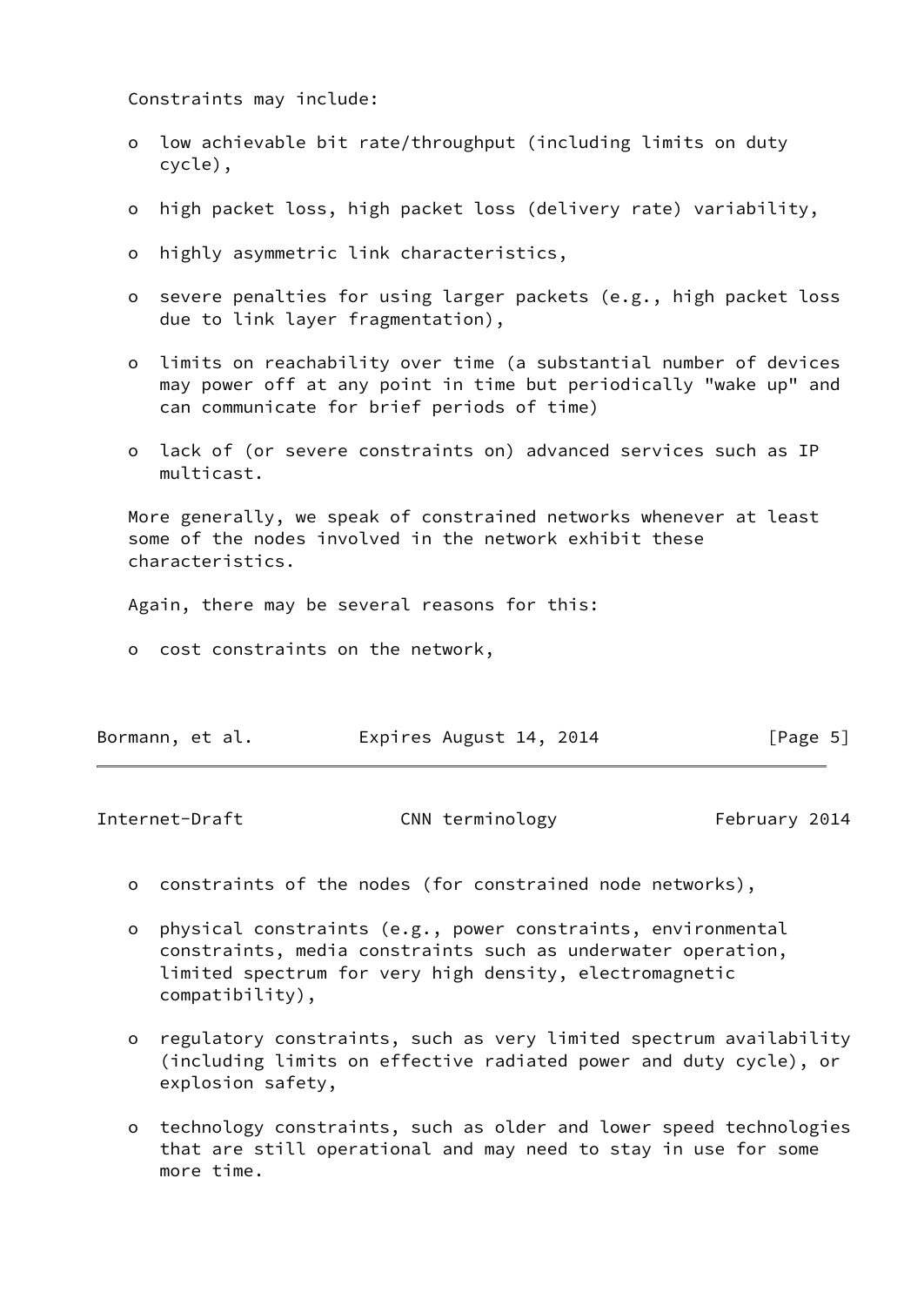Constraints may include:

- low achievable bit rate/throughput (including limits on duty cycle),
- high packet loss, high packet loss (delivery rate) variability,
- highly asymmetric link characteristics,
- severe penalties for using larger packets (e.g., high packet loss due to link layer fragmentation),
- limits on reachability over time (a substantial number of devices may power off at any point in time but periodically "wake up" and can communicate for brief periods of time)
- lack of (or severe constraints on) advanced services such as IP multicast.

More generally, we speak of constrained networks whenever at least some of the nodes involved in the network exhibit these characteristics.

Again, there may be several reasons for this:

- cost constraints on the network,
- constraints of the nodes (for constrained node networks),
- physical constraints (e.g., power constraints, environmental constraints, media constraints such as underwater operation, limited spectrum for very high density, electromagnetic compatibility),
- regulatory constraints, such as very limited spectrum availability (including limits on effective radiated power and duty cycle), or explosion safety,
- technology constraints, such as older and lower speed technologies that are still operational and may need to stay in use for some more time.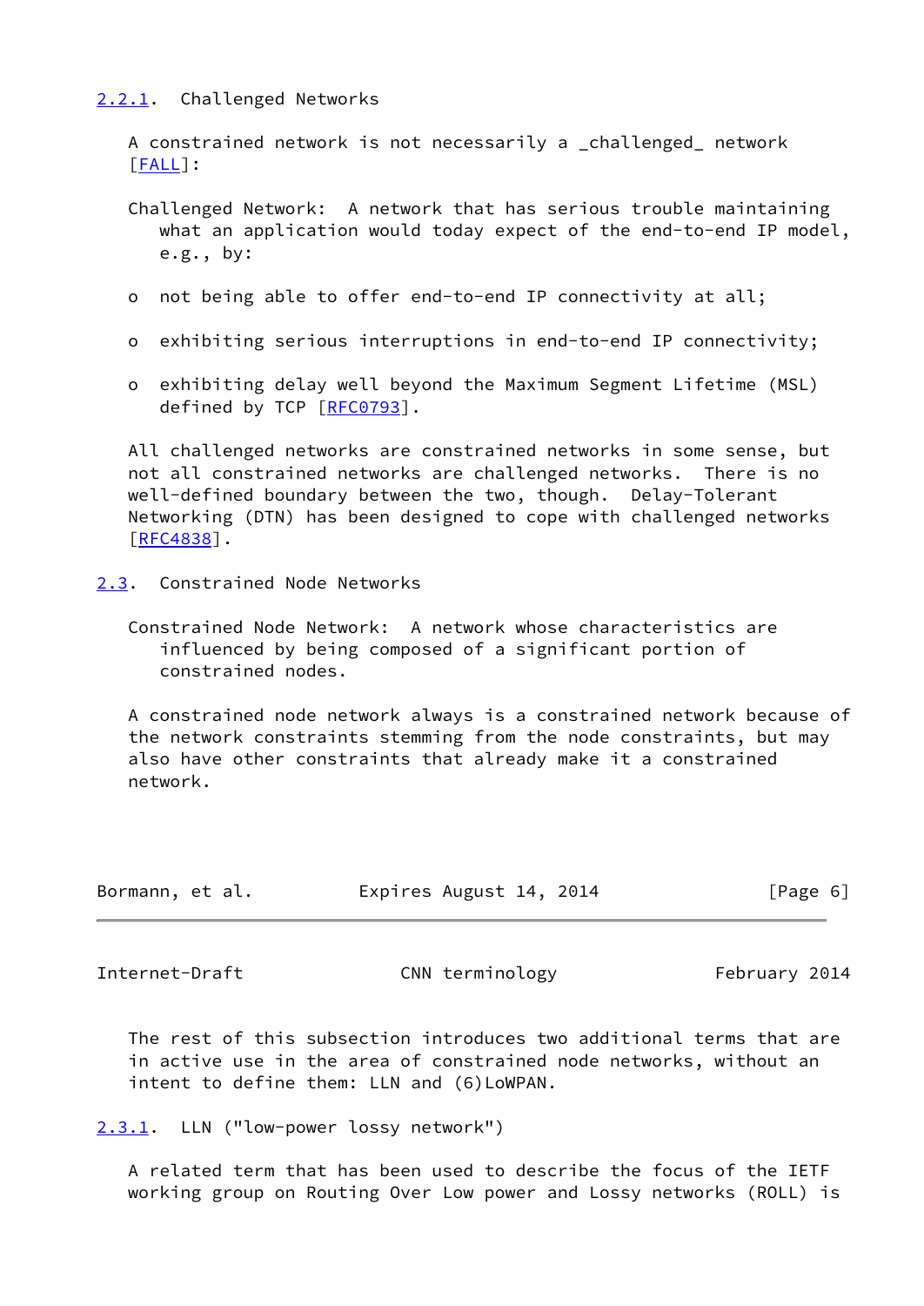### 2.2.1. Challenged Networks

A constrained network is not necessarily a _challenged_ network [FALL]:

Challenged Network: A network that has serious trouble maintaining what an application would today expect of the end-to-end IP model, e.g., by:

- not being able to offer end-to-end IP connectivity at all;
- exhibiting serious interruptions in end-to-end IP connectivity;
- exhibiting delay well beyond the Maximum Segment Lifetime (MSL) defined by TCP [RFC0793].

All challenged networks are constrained networks in some sense, but not all constrained networks are challenged networks. There is no well-defined boundary between the two, though. Delay-Tolerant Networking (DTN) has been designed to cope with challenged networks [RFC4838].

## 2.3. Constrained Node Networks

Constrained Node Network: A network whose characteristics are influenced by being composed of a significant portion of constrained nodes.

A constrained node network always is a constrained network because of the network constraints stemming from the node constraints, but may also have other constraints that already make it a constrained network.

The rest of this subsection introduces two additional terms that are in active use in the area of constrained node networks, without an intent to define them: LLN and (6)LoWPAN.

### 2.3.1. LLN ("low-power lossy network")

A related term that has been used to describe the focus of the IETF working group on Routing Over Low power and Lossy networks (ROLL) is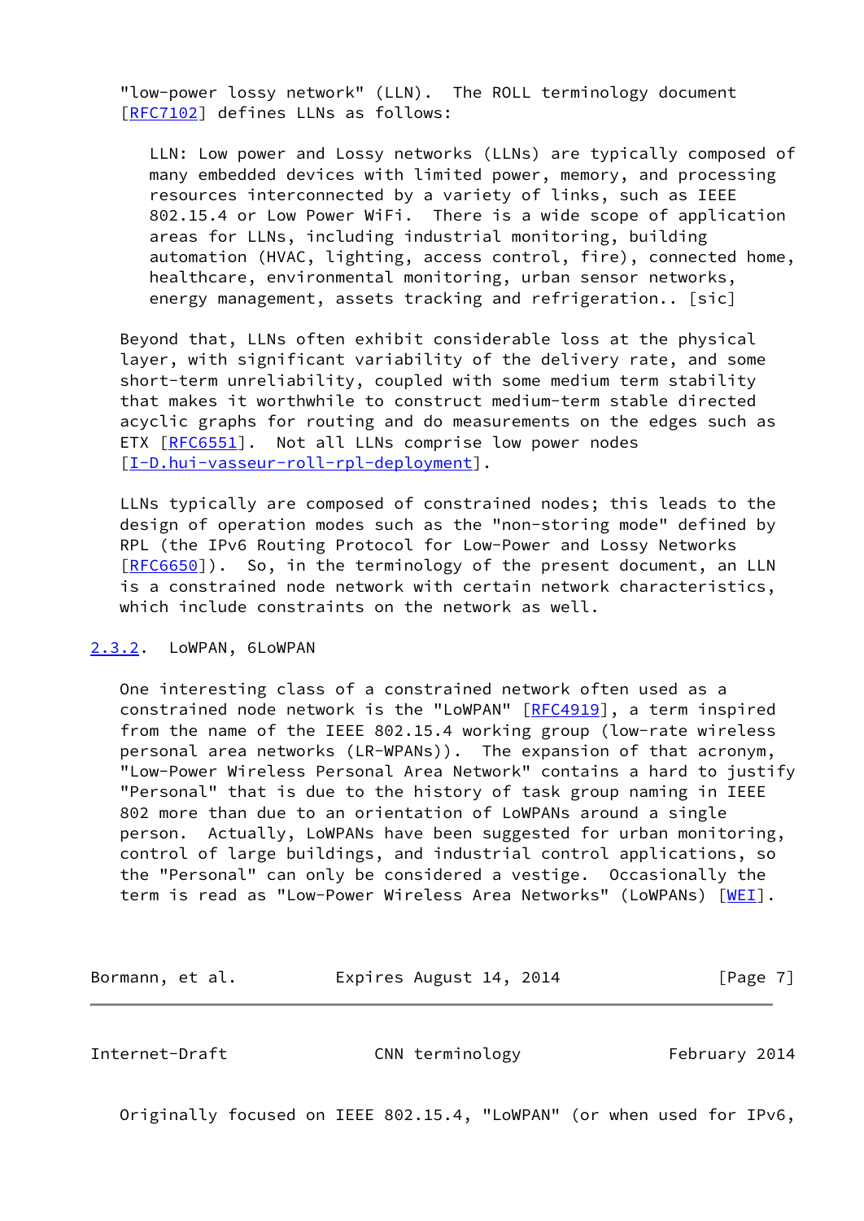"low-power lossy network" (LLN). The ROLL terminology document [RFC7102] defines LLNs as follows:

> LLN: Low power and Lossy networks (LLNs) are typically composed of many embedded devices with limited power, memory, and processing resources interconnected by a variety of links, such as IEEE 802.15.4 or Low Power WiFi. There is a wide scope of application areas for LLNs, including industrial monitoring, building automation (HVAC, lighting, access control, fire), connected home, healthcare, environmental monitoring, urban sensor networks, energy management, assets tracking and refrigeration.. [sic]

Beyond that, LLNs often exhibit considerable loss at the physical layer, with significant variability of the delivery rate, and some short-term unreliability, coupled with some medium term stability that makes it worthwhile to construct medium-term stable directed acyclic graphs for routing and do measurements on the edges such as ETX [RFC6551]. Not all LLNs comprise low power nodes [I-D.hui-vasseur-roll-rpl-deployment].

LLNs typically are composed of constrained nodes; this leads to the design of operation modes such as the "non-storing mode" defined by RPL (the IPv6 Routing Protocol for Low-Power and Lossy Networks [RFC6650]). So, in the terminology of the present document, an LLN is a constrained node network with certain network characteristics, which include constraints on the network as well.

### 2.3.2. LoWPAN, 6LoWPAN

One interesting class of a constrained network often used as a constrained node network is the "LoWPAN" [RFC4919], a term inspired from the name of the IEEE 802.15.4 working group (low-rate wireless personal area networks (LR-WPANs)). The expansion of that acronym, "Low-Power Wireless Personal Area Network" contains a hard to justify "Personal" that is due to the history of task group naming in IEEE 802 more than due to an orientation of LoWPANs around a single person. Actually, LoWPANs have been suggested for urban monitoring, control of large buildings, and industrial control applications, so the "Personal" can only be considered a vestige. Occasionally the term is read as "Low-Power Wireless Area Networks" (LoWPANs) [WEI].

Originally focused on IEEE 802.15.4, "LoWPAN" (or when used for IPv6,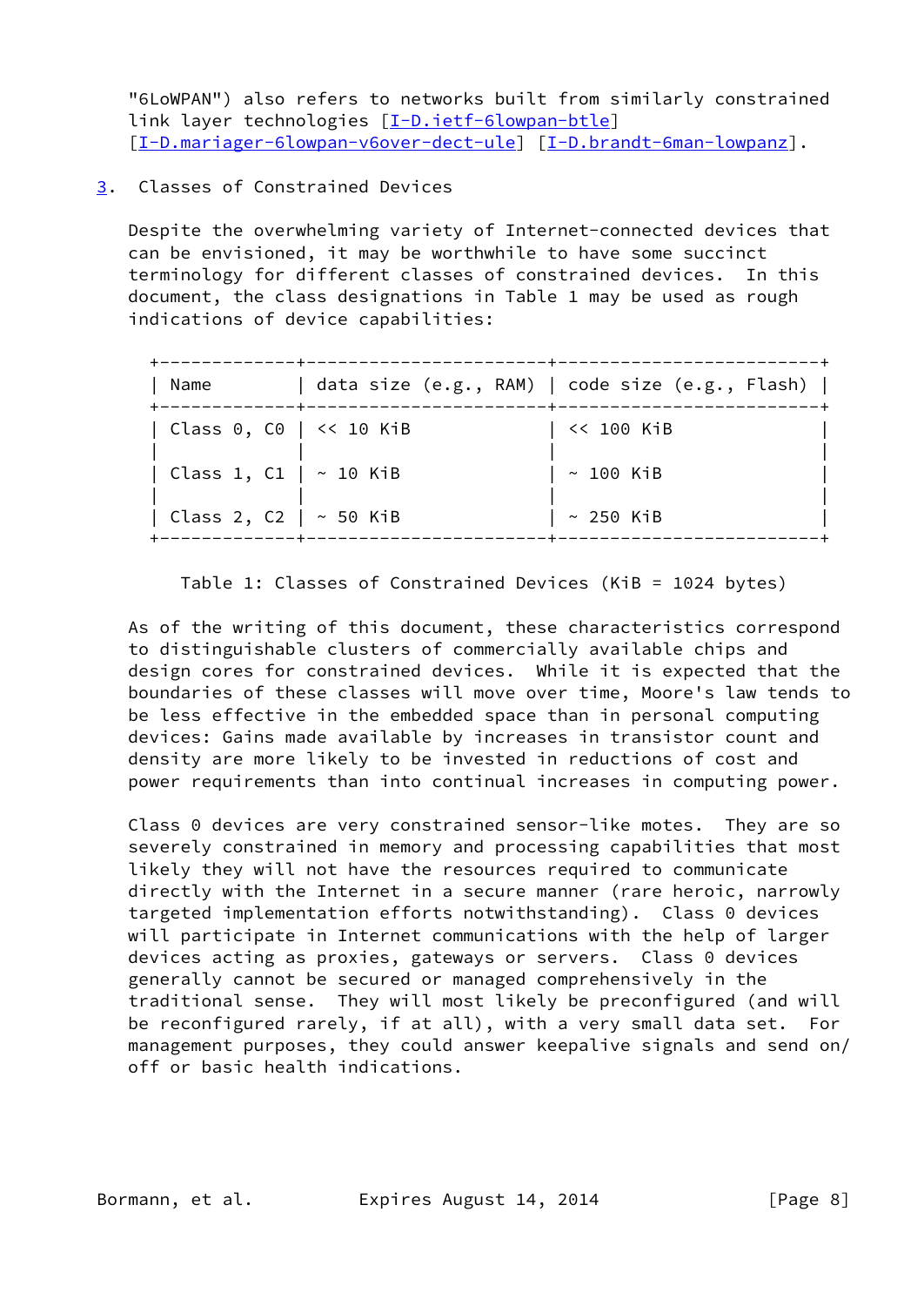"6LoWPAN") also refers to networks built from similarly constrained link layer technologies [I-D.ietf-6lowpan-btle] [I-D.mariager-6lowpan-v6over-dect-ule] [I-D.brandt-6man-lowpanz].

## 3. Classes of Constrained Devices

Despite the overwhelming variety of Internet-connected devices that can be envisioned, it may be worthwhile to have some succinct terminology for different classes of constrained devices. In this document, the class designations in Table 1 may be used as rough indications of device capabilities:

| Name | data size (e.g., RAM) | code size (e.g., Flash) |
|---|---|---|
| Class 0, C0 | << 10 KiB | << 100 KiB |
| Class 1, C1 | ~ 10 KiB | ~ 100 KiB |
| Class 2, C2 | ~ 50 KiB | ~ 250 KiB |

Table 1: Classes of Constrained Devices (KiB = 1024 bytes)

As of the writing of this document, these characteristics correspond to distinguishable clusters of commercially available chips and design cores for constrained devices. While it is expected that the boundaries of these classes will move over time, Moore's law tends to be less effective in the embedded space than in personal computing devices: Gains made available by increases in transistor count and density are more likely to be invested in reductions of cost and power requirements than into continual increases in computing power.

Class 0 devices are very constrained sensor-like motes. They are so severely constrained in memory and processing capabilities that most likely they will not have the resources required to communicate directly with the Internet in a secure manner (rare heroic, narrowly targeted implementation efforts notwithstanding). Class 0 devices will participate in Internet communications with the help of larger devices acting as proxies, gateways or servers. Class 0 devices generally cannot be secured or managed comprehensively in the traditional sense. They will most likely be preconfigured (and will be reconfigured rarely, if at all), with a very small data set. For management purposes, they could answer keepalive signals and send on/off or basic health indications.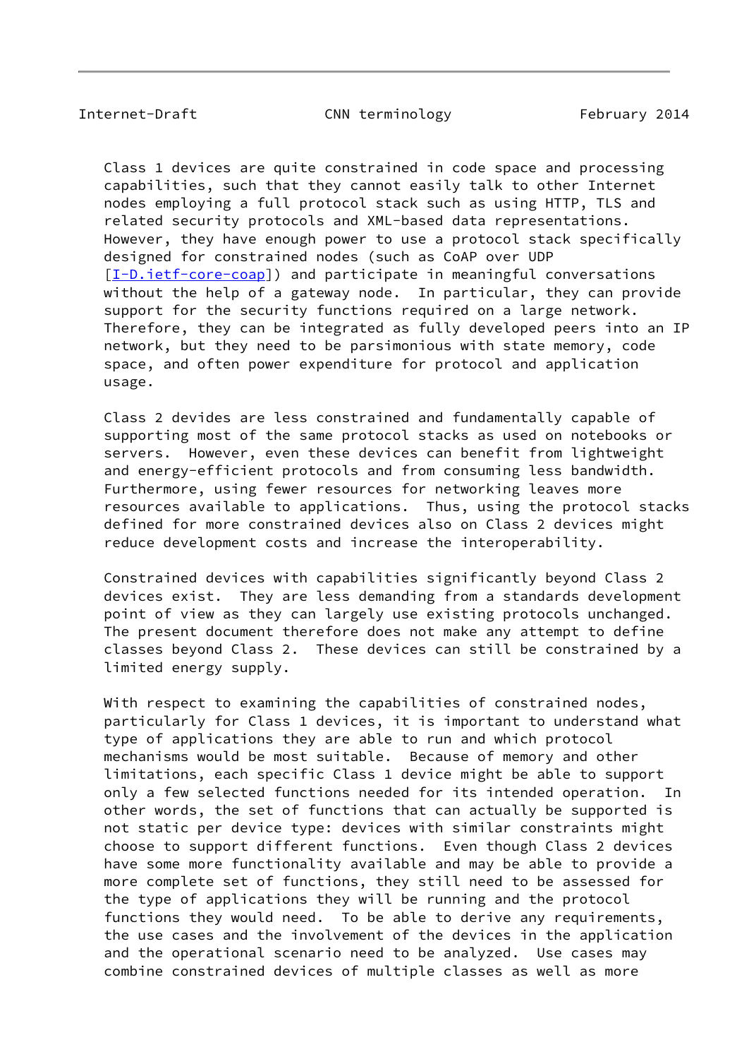Class 1 devices are quite constrained in code space and processing capabilities, such that they cannot easily talk to other Internet nodes employing a full protocol stack such as using HTTP, TLS and related security protocols and XML-based data representations. However, they have enough power to use a protocol stack specifically designed for constrained nodes (such as CoAP over UDP [I-D.ietf-core-coap]) and participate in meaningful conversations without the help of a gateway node. In particular, they can provide support for the security functions required on a large network. Therefore, they can be integrated as fully developed peers into an IP network, but they need to be parsimonious with state memory, code space, and often power expenditure for protocol and application usage.

Class 2 devides are less constrained and fundamentally capable of supporting most of the same protocol stacks as used on notebooks or servers. However, even these devices can benefit from lightweight and energy-efficient protocols and from consuming less bandwidth. Furthermore, using fewer resources for networking leaves more resources available to applications. Thus, using the protocol stacks defined for more constrained devices also on Class 2 devices might reduce development costs and increase the interoperability.

Constrained devices with capabilities significantly beyond Class 2 devices exist. They are less demanding from a standards development point of view as they can largely use existing protocols unchanged. The present document therefore does not make any attempt to define classes beyond Class 2. These devices can still be constrained by a limited energy supply.

With respect to examining the capabilities of constrained nodes, particularly for Class 1 devices, it is important to understand what type of applications they are able to run and which protocol mechanisms would be most suitable. Because of memory and other limitations, each specific Class 1 device might be able to support only a few selected functions needed for its intended operation. In other words, the set of functions that can actually be supported is not static per device type: devices with similar constraints might choose to support different functions. Even though Class 2 devices have some more functionality available and may be able to provide a more complete set of functions, they still need to be assessed for the type of applications they will be running and the protocol functions they would need. To be able to derive any requirements, the use cases and the involvement of the devices in the application and the operational scenario need to be analyzed. Use cases may combine constrained devices of multiple classes as well as more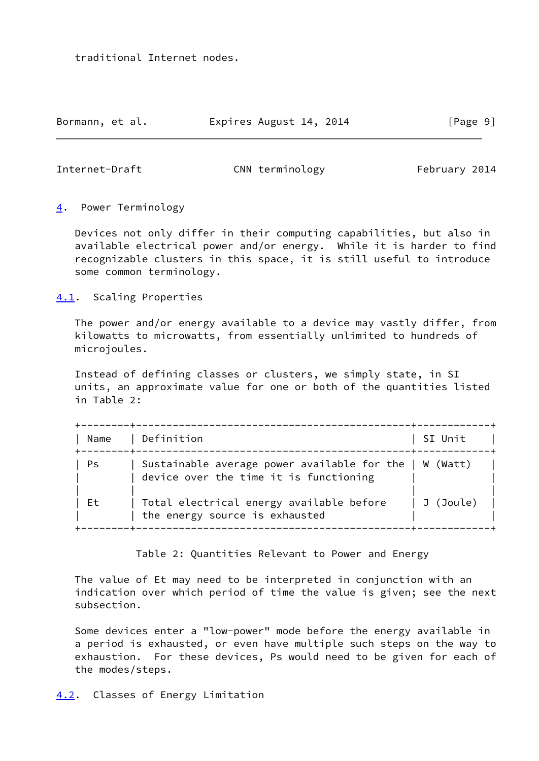traditional Internet nodes.

## 4. Power Terminology

Devices not only differ in their computing capabilities, but also in available electrical power and/or energy. While it is harder to find recognizable clusters in this space, it is still useful to introduce some common terminology.

### 4.1. Scaling Properties

The power and/or energy available to a device may vastly differ, from kilowatts to microwatts, from essentially unlimited to hundreds of microjoules.

Instead of defining classes or clusters, we simply state, in SI units, an approximate value for one or both of the quantities listed in Table 2:

| Name | Definition | SI Unit |
|---|---|---|
| Ps | Sustainable average power available for the device over the time it is functioning | W (Watt) |
| Et | Total electrical energy available before the energy source is exhausted | J (Joule) |

Table 2: Quantities Relevant to Power and Energy

The value of Et may need to be interpreted in conjunction with an indication over which period of time the value is given; see the next subsection.

Some devices enter a "low-power" mode before the energy available in a period is exhausted, or even have multiple such steps on the way to exhaustion. For these devices, Ps would need to be given for each of the modes/steps.

### 4.2. Classes of Energy Limitation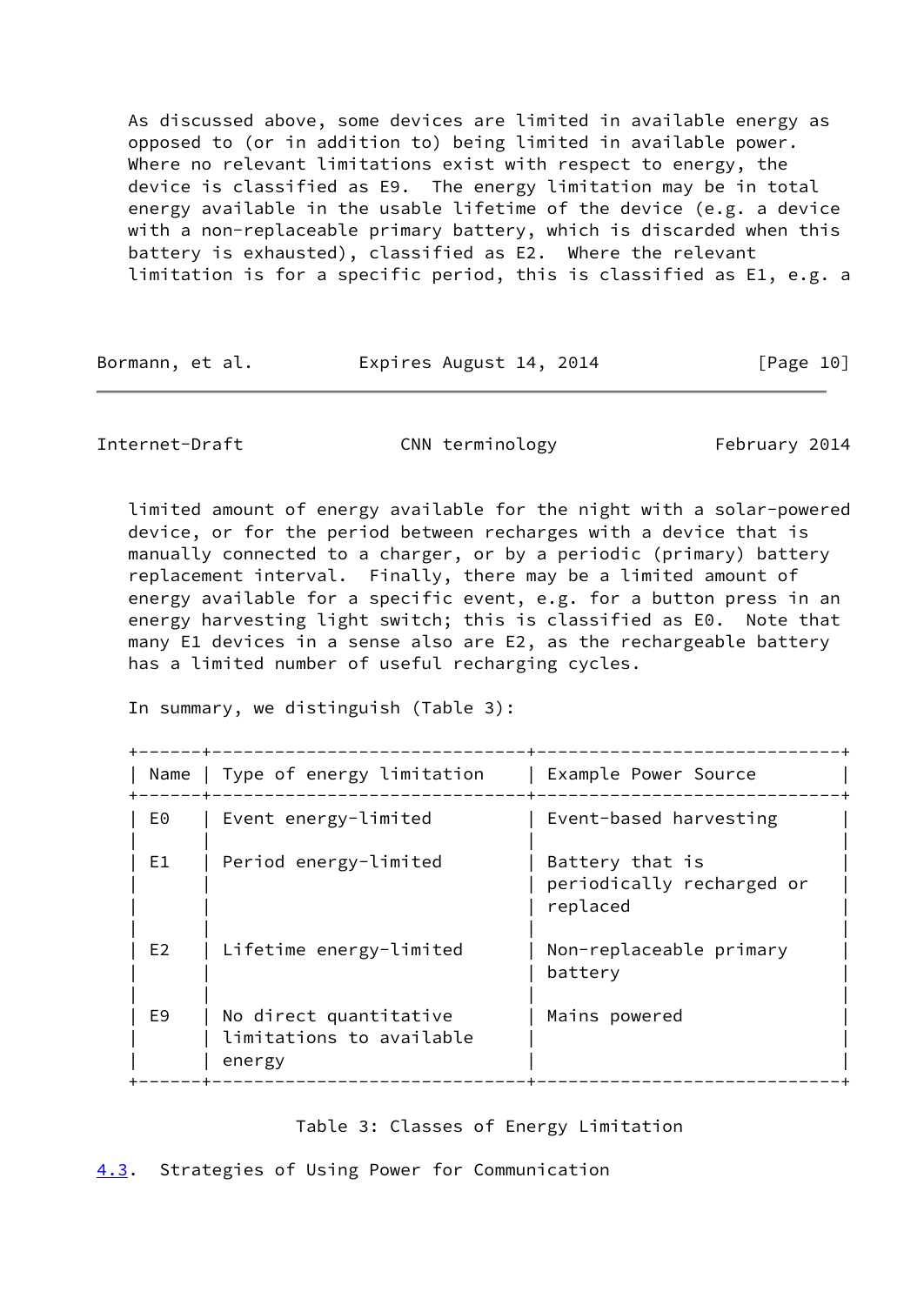As discussed above, some devices are limited in available energy as opposed to (or in addition to) being limited in available power. Where no relevant limitations exist with respect to energy, the device is classified as E9. The energy limitation may be in total energy available in the usable lifetime of the device (e.g. a device with a non-replaceable primary battery, which is discarded when this battery is exhausted), classified as E2. Where the relevant limitation is for a specific period, this is classified as E1, e.g. a limited amount of energy available for the night with a solar-powered device, or for the period between recharges with a device that is manually connected to a charger, or by a periodic (primary) battery replacement interval. Finally, there may be a limited amount of energy available for a specific event, e.g. for a button press in an energy harvesting light switch; this is classified as E0. Note that many E1 devices in a sense also are E2, as the rechargeable battery has a limited number of useful recharging cycles.

In summary, we distinguish (Table 3):

| Name | Type of energy limitation | Example Power Source |
| --- | --- | --- |
| E0 | Event energy-limited | Event-based harvesting |
| E1 | Period energy-limited | Battery that is periodically recharged or replaced |
| E2 | Lifetime energy-limited | Non-replaceable primary battery |
| E9 | No direct quantitative limitations to available energy | Mains powered |

Table 3: Classes of Energy Limitation

## 4.3. Strategies of Using Power for Communication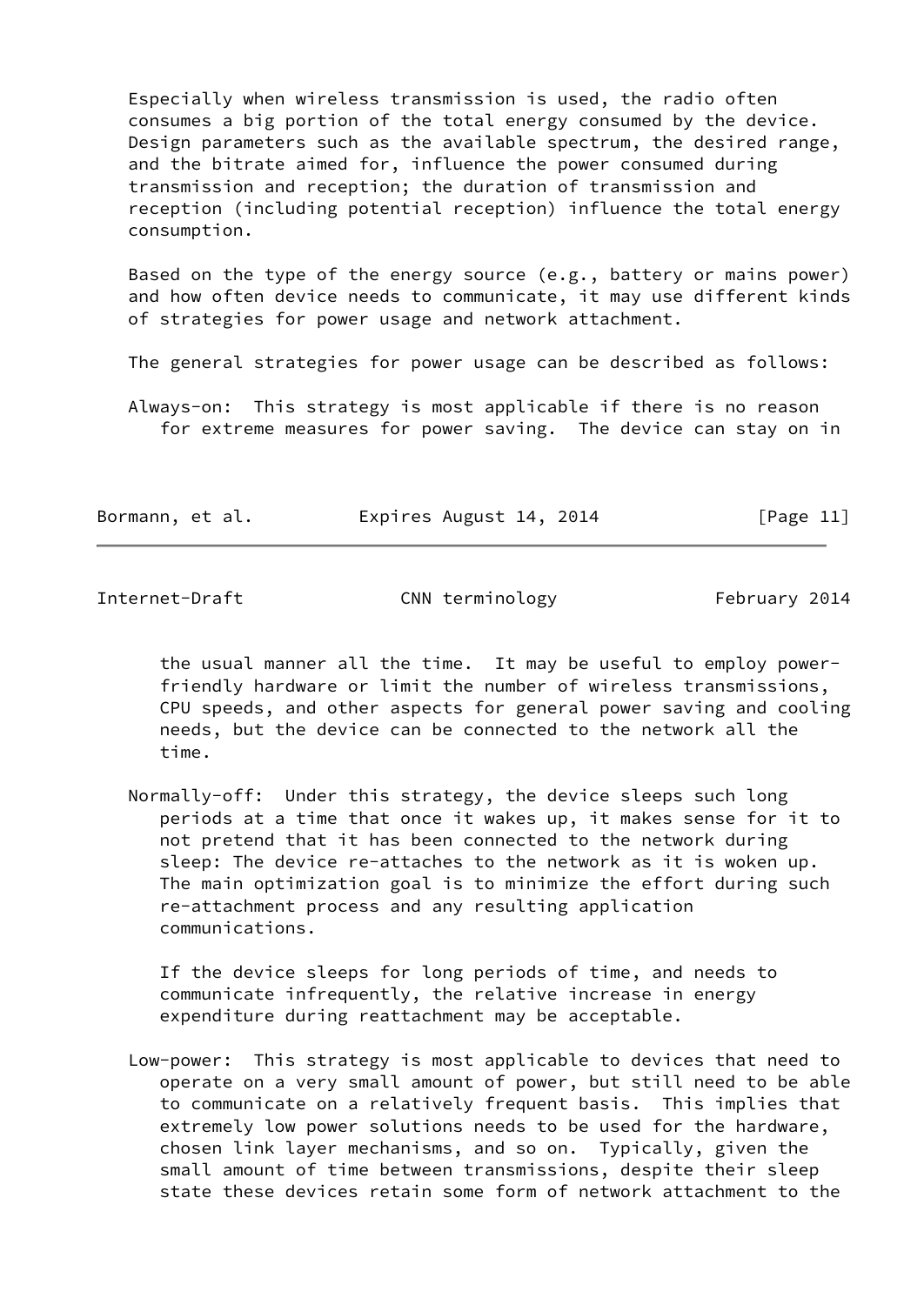Especially when wireless transmission is used, the radio often consumes a big portion of the total energy consumed by the device. Design parameters such as the available spectrum, the desired range, and the bitrate aimed for, influence the power consumed during transmission and reception; the duration of transmission and reception (including potential reception) influence the total energy consumption.

Based on the type of the energy source (e.g., battery or mains power) and how often device needs to communicate, it may use different kinds of strategies for power usage and network attachment.

The general strategies for power usage can be described as follows:

Always-on: This strategy is most applicable if there is no reason for extreme measures for power saving. The device can stay on in the usual manner all the time. It may be useful to employ power-friendly hardware or limit the number of wireless transmissions, CPU speeds, and other aspects for general power saving and cooling needs, but the device can be connected to the network all the time.

Normally-off: Under this strategy, the device sleeps such long periods at a time that once it wakes up, it makes sense for it to not pretend that it has been connected to the network during sleep: The device re-attaches to the network as it is woken up. The main optimization goal is to minimize the effort during such re-attachment process and any resulting application communications.

If the device sleeps for long periods of time, and needs to communicate infrequently, the relative increase in energy expenditure during reattachment may be acceptable.

Low-power: This strategy is most applicable to devices that need to operate on a very small amount of power, but still need to be able to communicate on a relatively frequent basis. This implies that extremely low power solutions needs to be used for the hardware, chosen link layer mechanisms, and so on. Typically, given the small amount of time between transmissions, despite their sleep state these devices retain some form of network attachment to the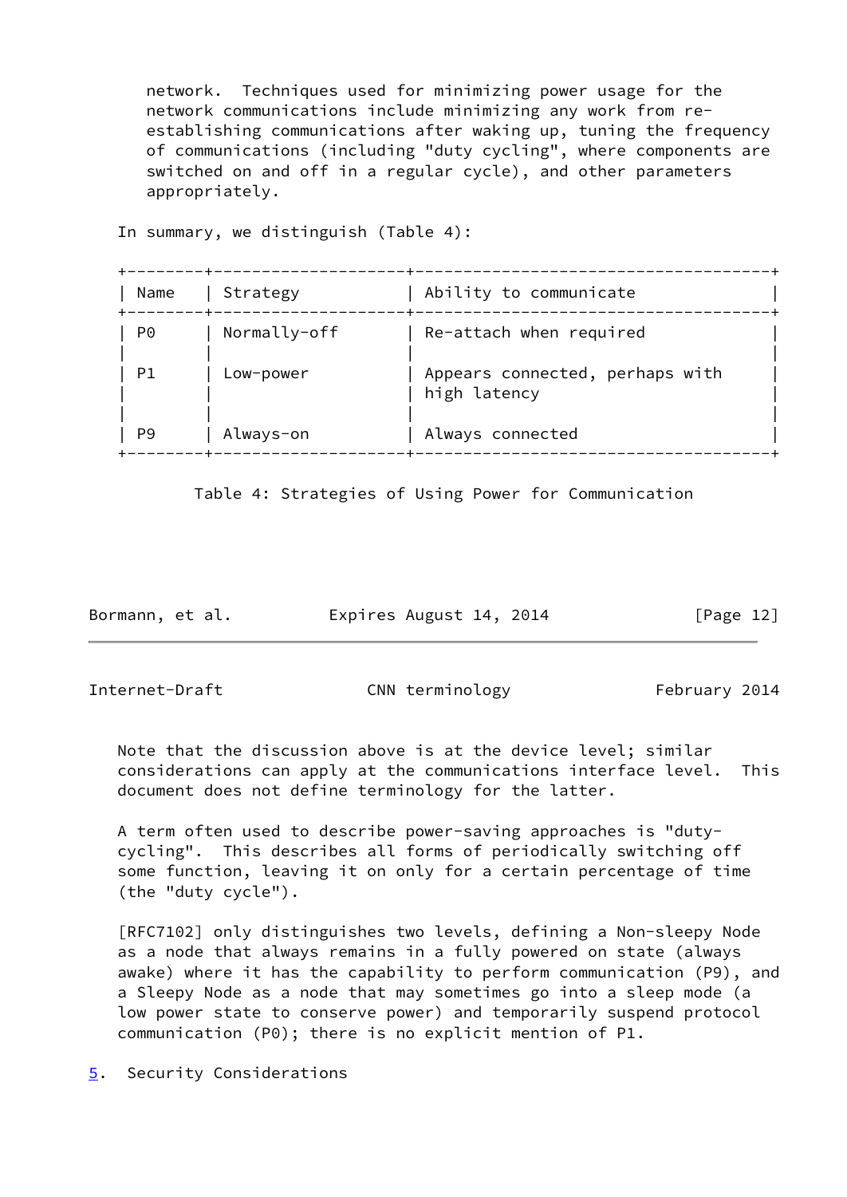network. Techniques used for minimizing power usage for the network communications include minimizing any work from re-establishing communications after waking up, tuning the frequency of communications (including "duty cycling", where components are switched on and off in a regular cycle), and other parameters appropriately.

In summary, we distinguish (Table 4):

| Name | Strategy | Ability to communicate |
|---|---|---|
| P0 | Normally-off | Re-attach when required |
| P1 | Low-power | Appears connected, perhaps with high latency |
| P9 | Always-on | Always connected |

Table 4: Strategies of Using Power for Communication

Note that the discussion above is at the device level; similar considerations can apply at the communications interface level. This document does not define terminology for the latter.

A term often used to describe power-saving approaches is "duty-cycling". This describes all forms of periodically switching off some function, leaving it on only for a certain percentage of time (the "duty cycle").

[RFC7102] only distinguishes two levels, defining a Non-sleepy Node as a node that always remains in a fully powered on state (always awake) where it has the capability to perform communication (P9), and a Sleepy Node as a node that may sometimes go into a sleep mode (a low power state to conserve power) and temporarily suspend protocol communication (P0); there is no explicit mention of P1.

## 5. Security Considerations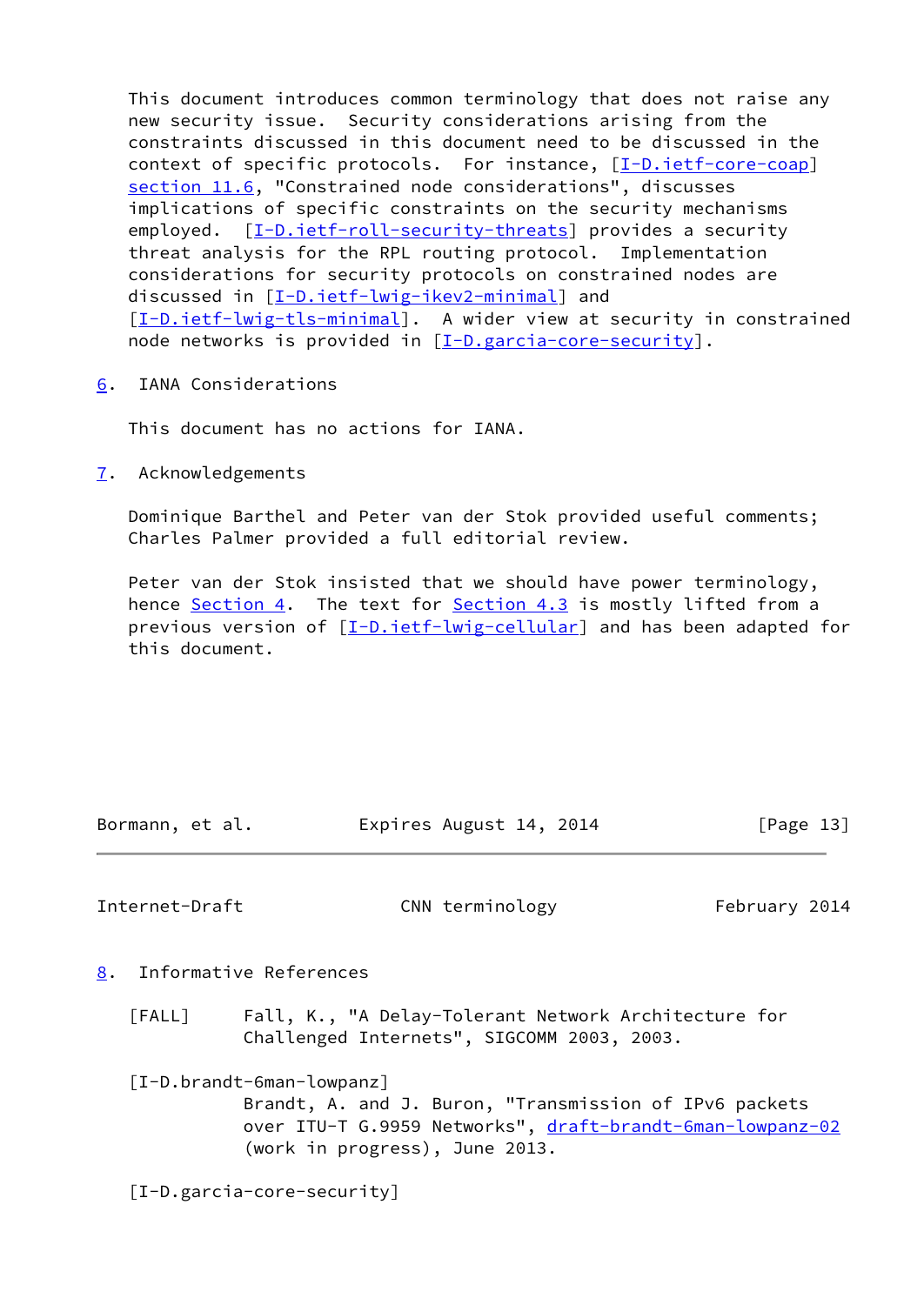This document introduces common terminology that does not raise any new security issue. Security considerations arising from the constraints discussed in this document need to be discussed in the context of specific protocols. For instance, [I-D.ietf-core-coap] section 11.6, "Constrained node considerations", discusses implications of specific constraints on the security mechanisms employed. [I-D.ietf-roll-security-threats] provides a security threat analysis for the RPL routing protocol. Implementation considerations for security protocols on constrained nodes are discussed in [I-D.ietf-lwig-ikev2-minimal] and [I-D.ietf-lwig-tls-minimal]. A wider view at security in constrained node networks is provided in [I-D.garcia-core-security].

## 6. IANA Considerations

This document has no actions for IANA.

## 7. Acknowledgements

Dominique Barthel and Peter van der Stok provided useful comments; Charles Palmer provided a full editorial review.

Peter van der Stok insisted that we should have power terminology, hence Section 4. The text for Section 4.3 is mostly lifted from a previous version of [I-D.ietf-lwig-cellular] and has been adapted for this document.

## 8. Informative References

[FALL] Fall, K., "A Delay-Tolerant Network Architecture for Challenged Internets", SIGCOMM 2003, 2003.

[I-D.brandt-6man-lowpanz]
Brandt, A. and J. Buron, "Transmission of IPv6 packets over ITU-T G.9959 Networks", draft-brandt-6man-lowpanz-02 (work in progress), June 2013.

[I-D.garcia-core-security]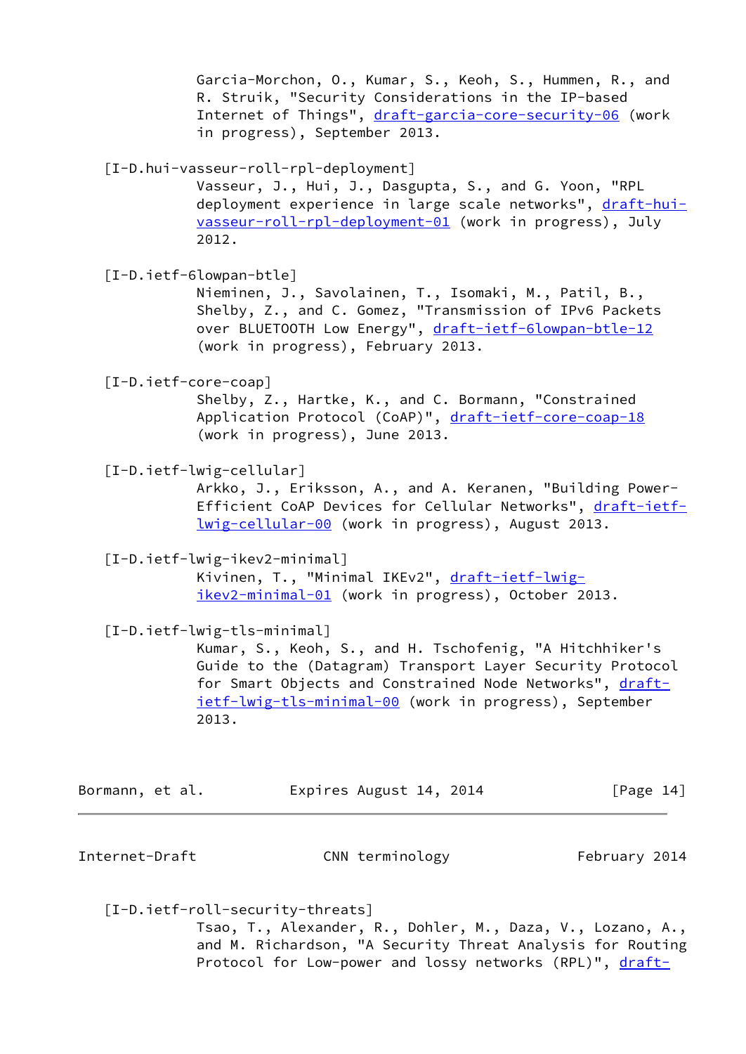Garcia-Morchon, O., Kumar, S., Keoh, S., Hummen, R., and R. Struik, "Security Considerations in the IP-based Internet of Things", draft-garcia-core-security-06 (work in progress), September 2013.

[I-D.hui-vasseur-roll-rpl-deployment]
Vasseur, J., Hui, J., Dasgupta, S., and G. Yoon, "RPL deployment experience in large scale networks", draft-hui-vasseur-roll-rpl-deployment-01 (work in progress), July 2012.

[I-D.ietf-6lowpan-btle]
Nieminen, J., Savolainen, T., Isomaki, M., Patil, B., Shelby, Z., and C. Gomez, "Transmission of IPv6 Packets over BLUETOOTH Low Energy", draft-ietf-6lowpan-btle-12 (work in progress), February 2013.

[I-D.ietf-core-coap]
Shelby, Z., Hartke, K., and C. Bormann, "Constrained Application Protocol (CoAP)", draft-ietf-core-coap-18 (work in progress), June 2013.

[I-D.ietf-lwig-cellular]
Arkko, J., Eriksson, A., and A. Keranen, "Building Power-Efficient CoAP Devices for Cellular Networks", draft-ietf-lwig-cellular-00 (work in progress), August 2013.

[I-D.ietf-lwig-ikev2-minimal]
Kivinen, T., "Minimal IKEv2", draft-ietf-lwig-ikev2-minimal-01 (work in progress), October 2013.

[I-D.ietf-lwig-tls-minimal]
Kumar, S., Keoh, S., and H. Tschofenig, "A Hitchhiker's Guide to the (Datagram) Transport Layer Security Protocol for Smart Objects and Constrained Node Networks", draft-ietf-lwig-tls-minimal-00 (work in progress), September 2013.

[I-D.ietf-roll-security-threats]
Tsao, T., Alexander, R., Dohler, M., Daza, V., Lozano, A., and M. Richardson, "A Security Threat Analysis for Routing Protocol for Low-power and lossy networks (RPL)", draft-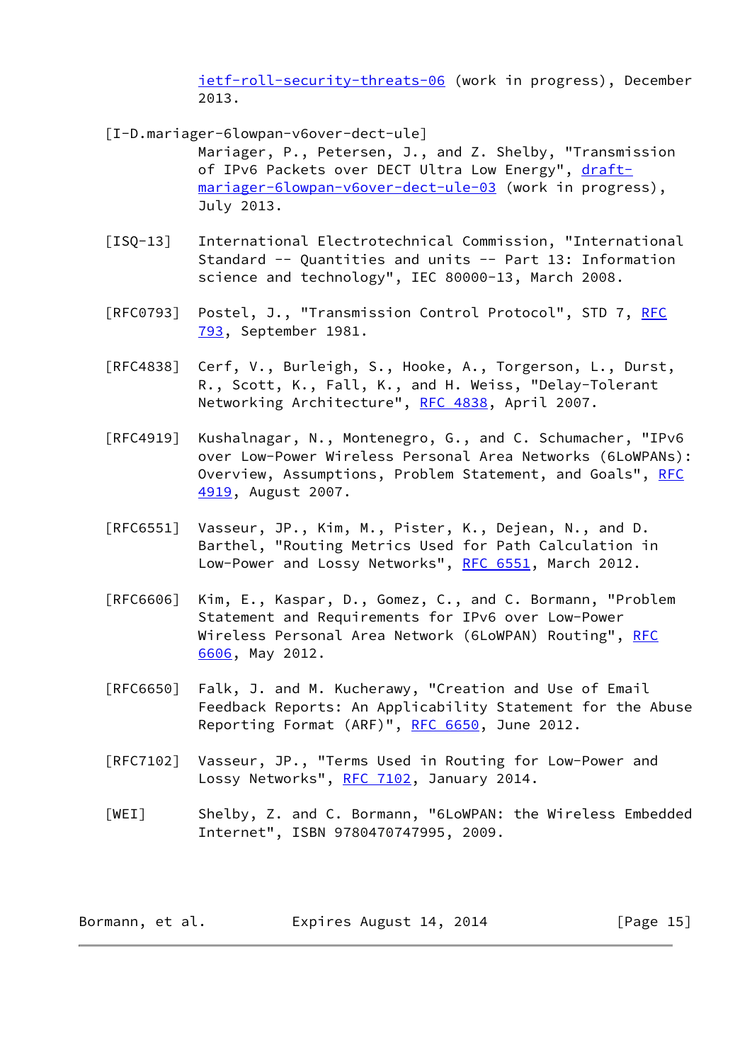ietf-roll-security-threats-06 (work in progress), December 2013.

[I-D.mariager-6lowpan-v6over-dect-ule]
Mariager, P., Petersen, J., and Z. Shelby, "Transmission of IPv6 Packets over DECT Ultra Low Energy", draft-mariager-6lowpan-v6over-dect-ule-03 (work in progress), July 2013.

[ISQ-13] International Electrotechnical Commission, "International Standard -- Quantities and units -- Part 13: Information science and technology", IEC 80000-13, March 2008.

[RFC0793] Postel, J., "Transmission Control Protocol", STD 7, RFC 793, September 1981.

[RFC4838] Cerf, V., Burleigh, S., Hooke, A., Torgerson, L., Durst, R., Scott, K., Fall, K., and H. Weiss, "Delay-Tolerant Networking Architecture", RFC 4838, April 2007.

[RFC4919] Kushalnagar, N., Montenegro, G., and C. Schumacher, "IPv6 over Low-Power Wireless Personal Area Networks (6LoWPANs): Overview, Assumptions, Problem Statement, and Goals", RFC 4919, August 2007.

[RFC6551] Vasseur, JP., Kim, M., Pister, K., Dejean, N., and D. Barthel, "Routing Metrics Used for Path Calculation in Low-Power and Lossy Networks", RFC 6551, March 2012.

[RFC6606] Kim, E., Kaspar, D., Gomez, C., and C. Bormann, "Problem Statement and Requirements for IPv6 over Low-Power Wireless Personal Area Network (6LoWPAN) Routing", RFC 6606, May 2012.

[RFC6650] Falk, J. and M. Kucherawy, "Creation and Use of Email Feedback Reports: An Applicability Statement for the Abuse Reporting Format (ARF)", RFC 6650, June 2012.

[RFC7102] Vasseur, JP., "Terms Used in Routing for Low-Power and Lossy Networks", RFC 7102, January 2014.

[WEI] Shelby, Z. and C. Bormann, "6LoWPAN: the Wireless Embedded Internet", ISBN 9780470747995, 2009.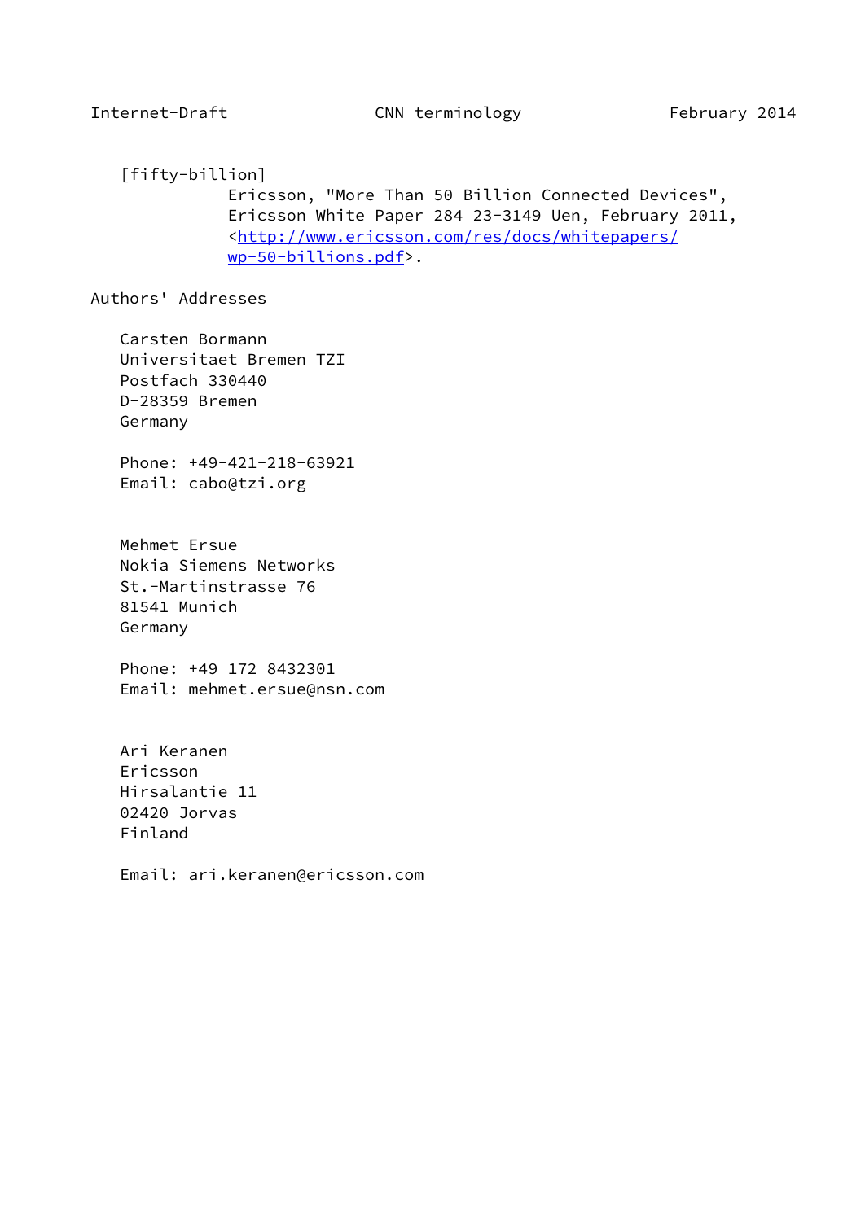[fifty-billion]
Ericsson, "More Than 50 Billion Connected Devices", Ericsson White Paper 284 23-3149 Uen, February 2011, <http://www.ericsson.com/res/docs/whitepapers/wp-50-billions.pdf>.

## Authors' Addresses

Carsten Bormann
Universitaet Bremen TZI
Postfach 330440
D-28359 Bremen
Germany

Phone: +49-421-218-63921
Email: cabo@tzi.org

Mehmet Ersue
Nokia Siemens Networks
St.-Martinstrasse 76
81541 Munich
Germany

Phone: +49 172 8432301
Email: mehmet.ersue@nsn.com

Ari Keranen
Ericsson
Hirsalantie 11
02420 Jorvas
Finland

Email: ari.keranen@ericsson.com